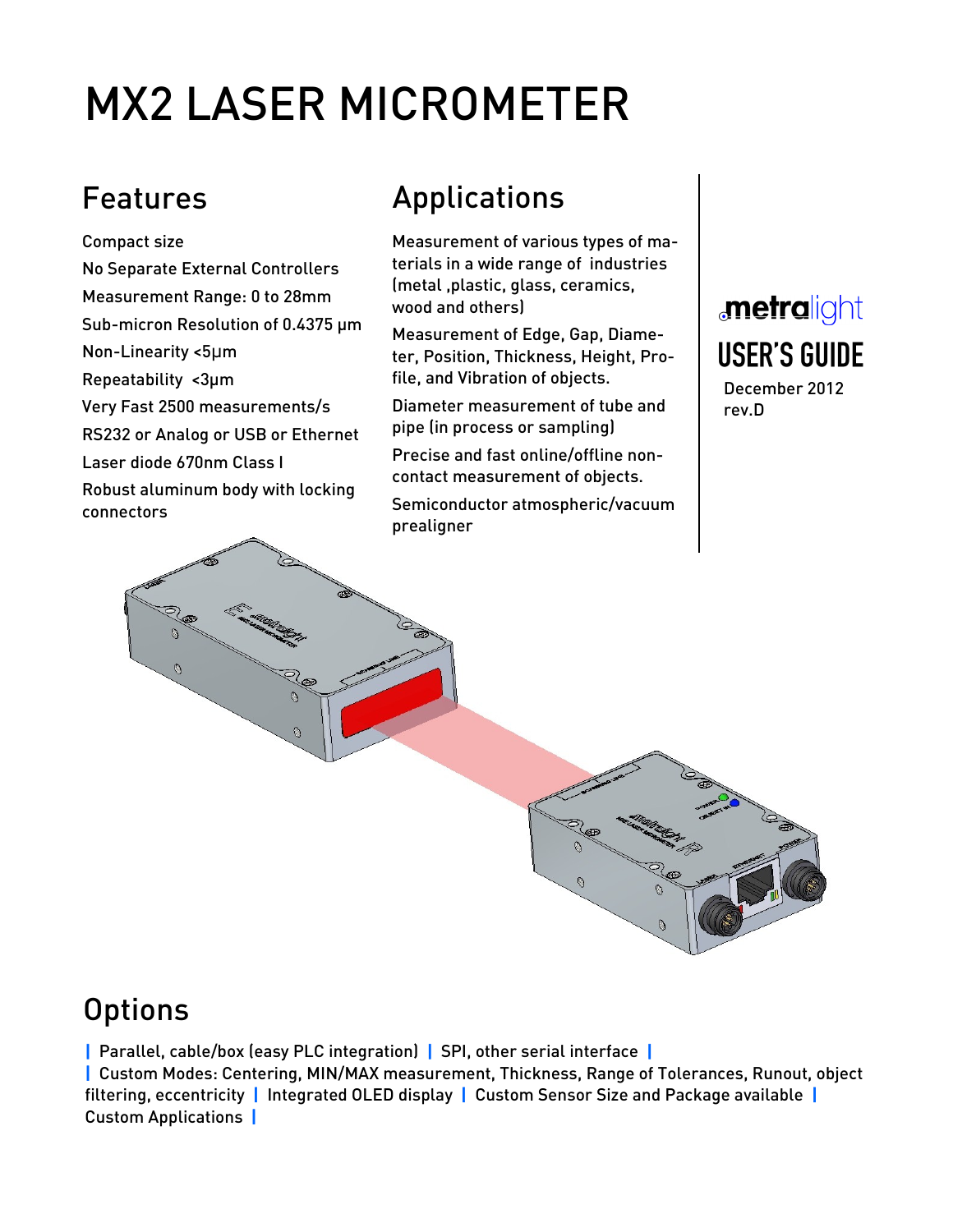# MX2 LASER MICROMETER

## Features

Compact size

No Separate External Controllers

Measurement Range: 0 to 28mm

Sub-micron Resolution of 0.4375 μm

Non-Linearity <5μm

Repeatability <3μm

Very Fast 2500 measurements/s

RS232 or Analog or USB or Ethernet

Laser diode 670nm Class I

Robust aluminum body with locking connectors

## Applications

Measurement of various types of materials in a wide range of industries (metal ,plastic, glass, ceramics, wood and others)

Measurement of Edge, Gap, Diameter, Position, Thickness, Height, Profile, and Vibration of objects.

Diameter measurement of tube and pipe (in process or sampling)

Precise and fast online/offline non-contact measurement of objects.

Semiconductor atmospheric/vacuum prealigner

metralight

USER'S GUIDE

December 2012
rev.D

## Options

| Parallel, cable/box (easy PLC integration) | SPI, other serial interface | Custom Modes: Centering, MIN/MAX measurement, Thickness, Range of Tolerances, Runout, object filtering, eccentricity | Integrated OLED display | Custom Sensor Size and Package available | Custom Applications |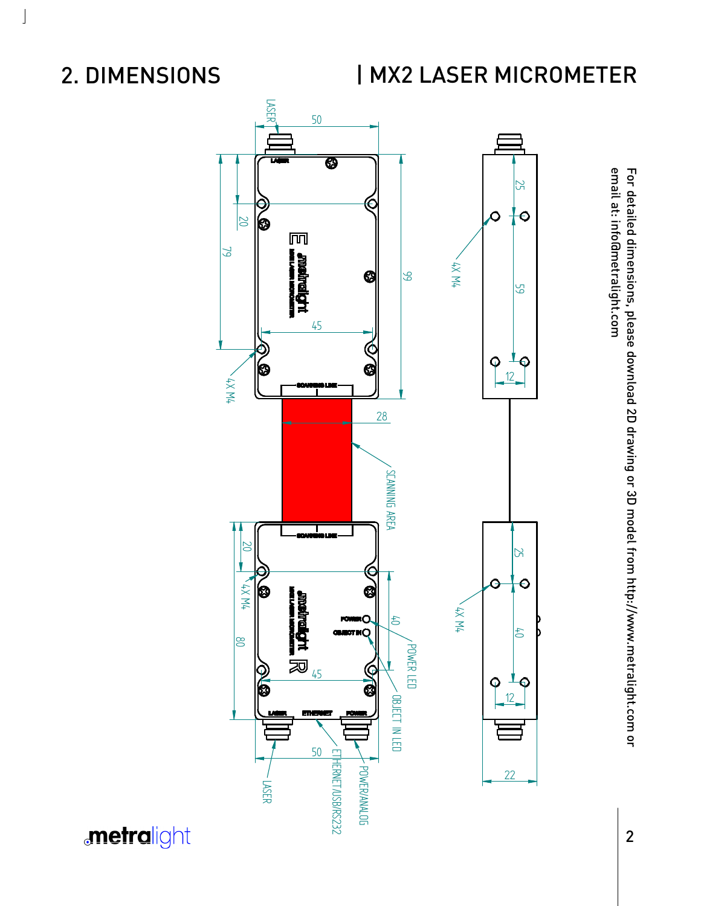# 2. DIMENSIONS

## | MX2 LASER MICROMETER

For detailed dimensions, please download 2D drawing or 3D model from http://www.metralight.com or email at: info@metralight.com

LASER

50

99

79

20

45

4X M4

28

SCANNING AREA

25

59

12

4X M4

20

4X M4

80

40

45

POWER LED

OBJECT IN LED

50

LASER

ETHERNET/USB/RS232

POWER/ANALOG

25

40

12

4X M4

22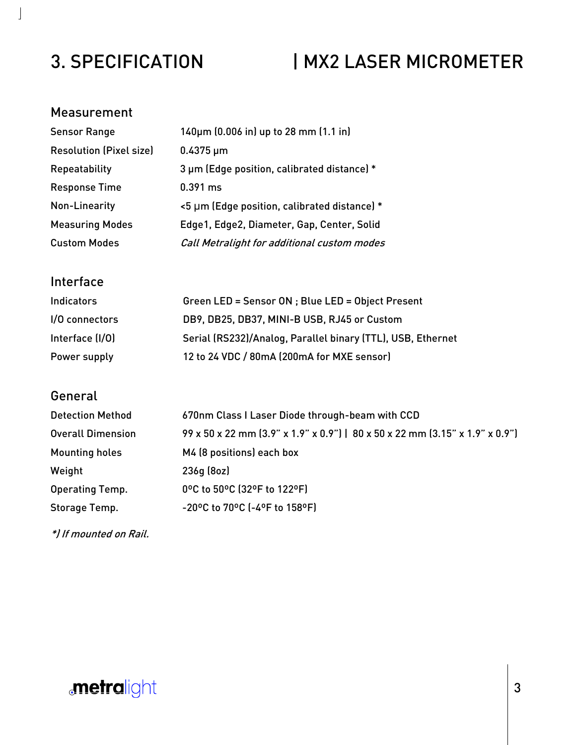# 3. SPECIFICATION | MX2 LASER MICROMETER

## Measurement

| | |
|---|---|
| Sensor Range | 140µm (0.006 in) up to 28 mm (1.1 in) |
| Resolution (Pixel size) | 0.4375 µm |
| Repeatability | 3 µm (Edge position, calibrated distance) * |
| Response Time | 0.391 ms |
| Non-Linearity | <5 µm (Edge position, calibrated distance) * |
| Measuring Modes | Edge1, Edge2, Diameter, Gap, Center, Solid |
| Custom Modes | *Call Metralight for additional custom modes* |

## Interface

| | |
|---|---|
| Indicators | Green LED = Sensor ON ; Blue LED = Object Present |
| I/O connectors | DB9, DB25, DB37, MINI-B USB, RJ45 or Custom |
| Interface (I/O) | Serial (RS232)/Analog, Parallel binary (TTL), USB, Ethernet |
| Power supply | 12 to 24 VDC / 80mA (200mA for MXE sensor) |

## General

| | |
|---|---|
| Detection Method | 670nm Class I Laser Diode through-beam with CCD |
| Overall Dimension | 99 x 50 x 22 mm (3.9” x 1.9” x 0.9”) \| 80 x 50 x 22 mm (3.15” x 1.9” x 0.9”) |
| Mounting holes | M4 (8 positions) each box |
| Weight | 236g (8oz) |
| Operating Temp. | 0ºC to 50ºC (32ºF to 122ºF) |
| Storage Temp. | -20ºC to 70ºC (-4ºF to 158ºF) |

*\*) If mounted on Rail.*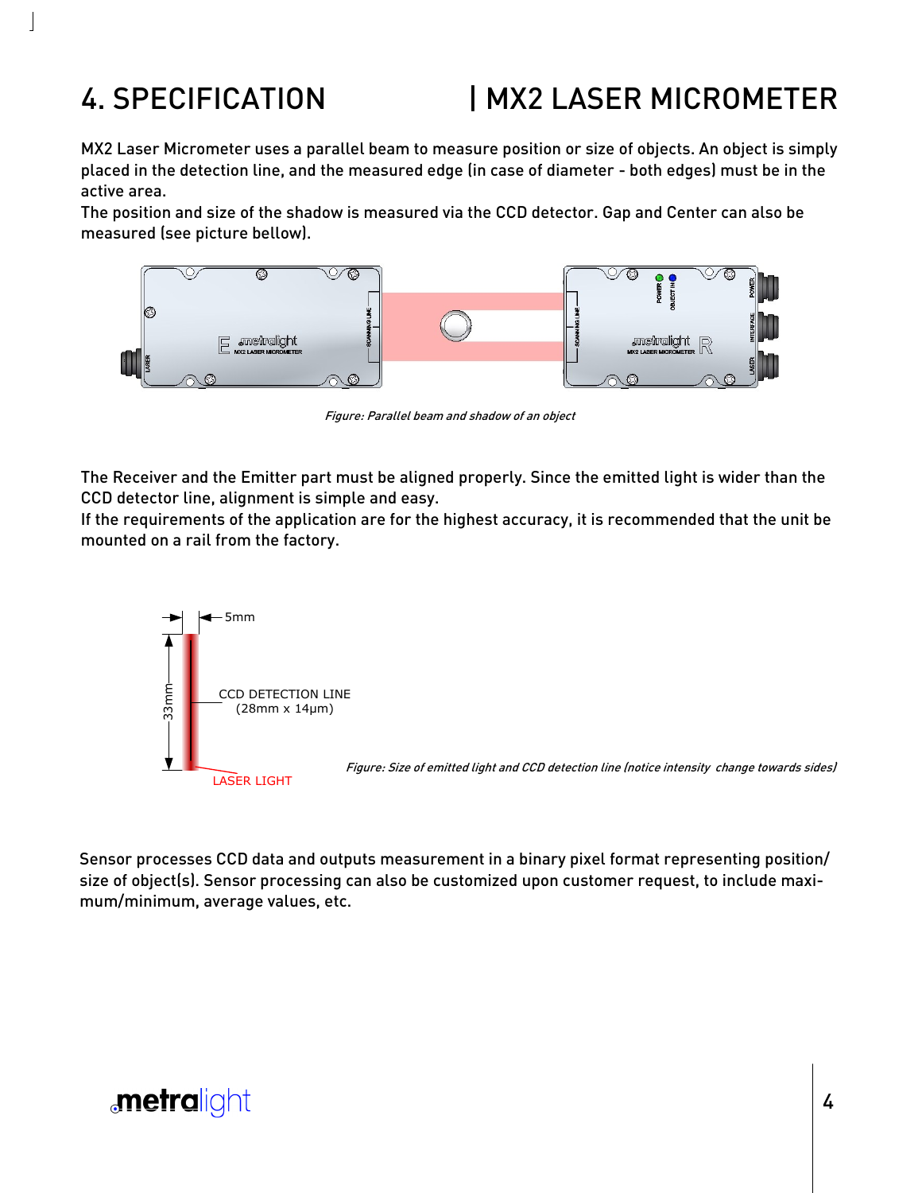# 4. SPECIFICATION | MX2 LASER MICROMETER

MX2 Laser Micrometer uses a parallel beam to measure position or size of objects. An object is simply placed in the detection line, and the measured edge (in case of diameter - both edges) must be in the active area.
The position and size of the shadow is measured via the CCD detector. Gap and Center can also be measured (see picture bellow).

*Figure: Parallel beam and shadow of an object*

The Receiver and the Emitter part must be aligned properly. Since the emitted light is wider than the CCD detector line, alignment is simple and easy.
If the requirements of the application are for the highest accuracy, it is recommended that the unit be mounted on a rail from the factory.

5mm

33mm

CCD DETECTION LINE
(28mm x 14μm)

LASER LIGHT

*Figure: Size of emitted light and CCD detection line (notice intensity change towards sides)*

Sensor processes CCD data and outputs measurement in a binary pixel format representing position/size of object(s). Sensor processing can also be customized upon customer request, to include maximum/minimum, average values, etc.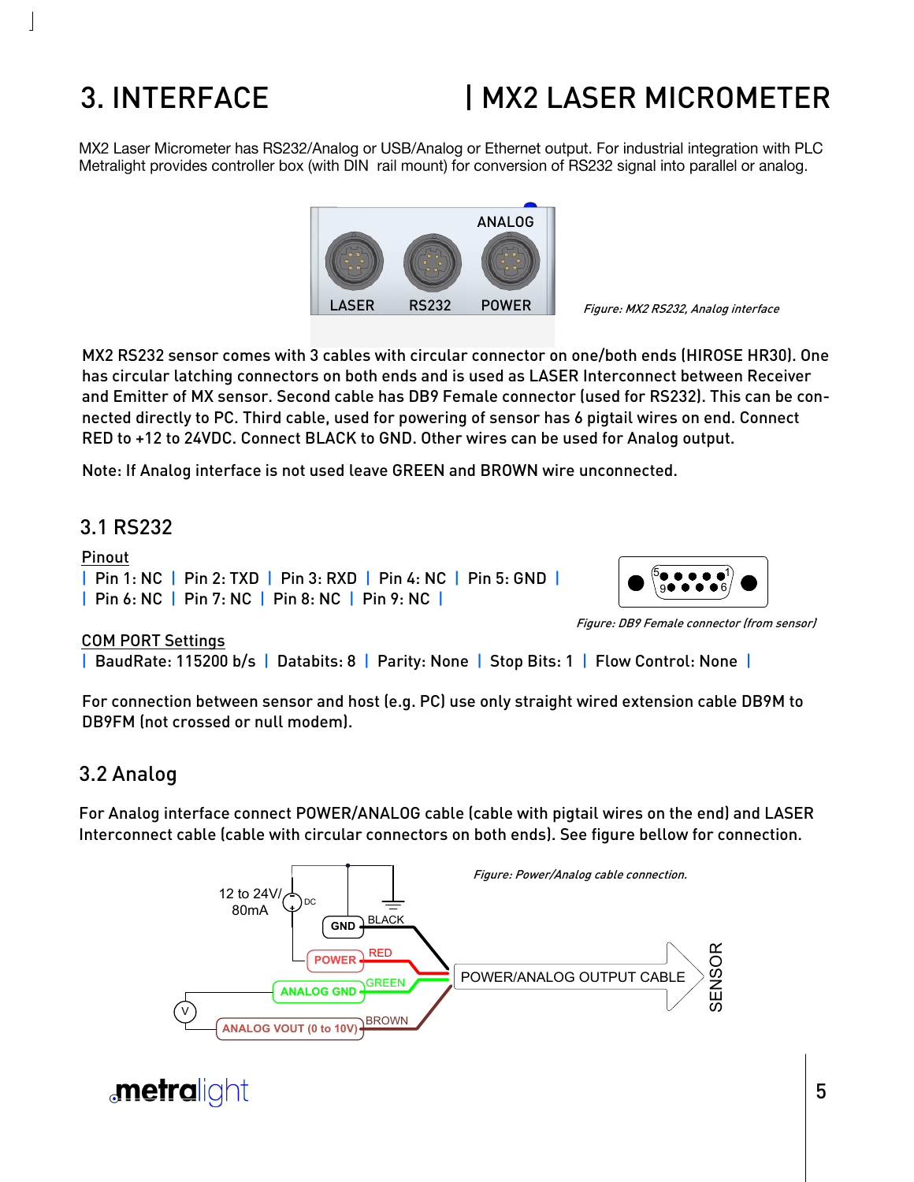# 3. INTERFACE

MX2 Laser Micrometer has RS232/Analog or USB/Analog or Ethernet output. For industrial integration with PLC Metralight provides controller box (with DIN rail mount) for conversion of RS232 signal into parallel or analog.

*Figure: MX2 RS232, Analog interface*

MX2 RS232 sensor comes with 3 cables with circular connector on one/both ends (HIROSE HR30). One has circular latching connectors on both ends and is used as LASER Interconnect between Receiver and Emitter of MX sensor. Second cable has DB9 Female connector (used for RS232). This can be connected directly to PC. Third cable, used for powering of sensor has 6 pigtail wires on end. Connect RED to +12 to 24VDC. Connect BLACK to GND. Other wires can be used for Analog output.

Note: If Analog interface is not used leave GREEN and BROWN wire unconnected.

## 3.1 RS232

Pinout

| Pin 1: NC | Pin 2: TXD | Pin 3: RXD | Pin 4: NC | Pin 5: GND |
| Pin 6: NC | Pin 7: NC | Pin 8: NC | Pin 9: NC |

*Figure: DB9 Female connector (from sensor)*

COM PORT Settings

| BaudRate: 115200 b/s | Databits: 8 | Parity: None | Stop Bits: 1 | Flow Control: None |

For connection between sensor and host (e.g. PC) use only straight wired extension cable DB9M to DB9FM (not crossed or null modem).

## 3.2 Analog

For Analog interface connect POWER/ANALOG cable (cable with pigtail wires on the end) and LASER Interconnect cable (cable with circular connectors on both ends). See figure bellow for connection.

*Figure: Power/Analog cable connection.*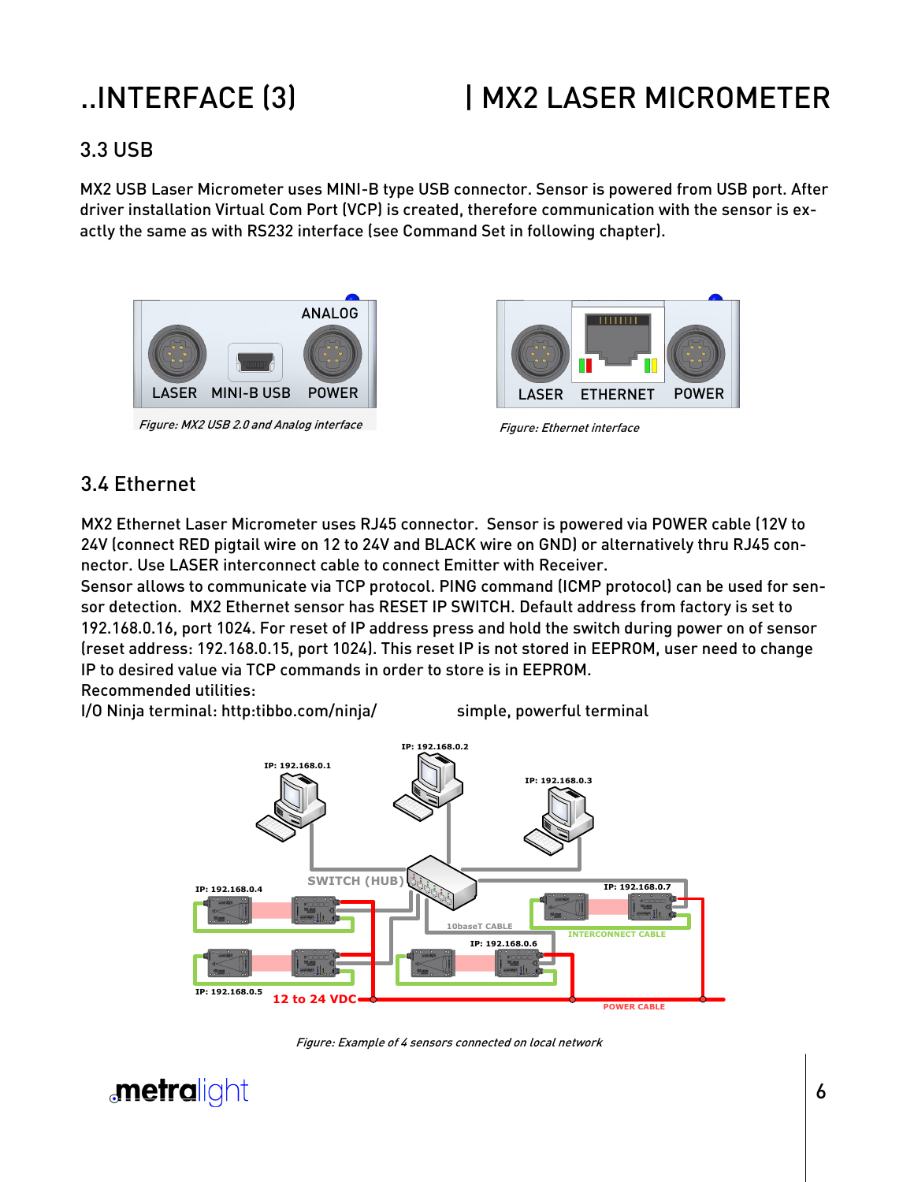## 3.3 USB

MX2 USB Laser Micrometer uses MINI-B type USB connector. Sensor is powered from USB port. After driver installation Virtual Com Port (VCP) is created, therefore communication with the sensor is exactly the same as with RS232 interface (see Command Set in following chapter).

*Figure: MX2 USB 2.0 and Analog interface*

*Figure: Ethernet interface*

## 3.4 Ethernet

MX2 Ethernet Laser Micrometer uses RJ45 connector. Sensor is powered via POWER cable (12V to 24V (connect RED pigtail wire on 12 to 24V and BLACK wire on GND) or alternatively thru RJ45 connector. Use LASER interconnect cable to connect Emitter with Receiver.
Sensor allows to communicate via TCP protocol. PING command (ICMP protocol) can be used for sensor detection. MX2 Ethernet sensor has RESET IP SWITCH. Default address from factory is set to 192.168.0.16, port 1024. For reset of IP address press and hold the switch during power on of sensor (reset address: 192.168.0.15, port 1024). This reset IP is not stored in EEPROM, user need to change IP to desired value via TCP commands in order to store is in EEPROM.
Recommended utilities:
I/O Ninja terminal: http:tibbo.com/ninja/ simple, powerful terminal

*Figure: Example of 4 sensors connected on local network*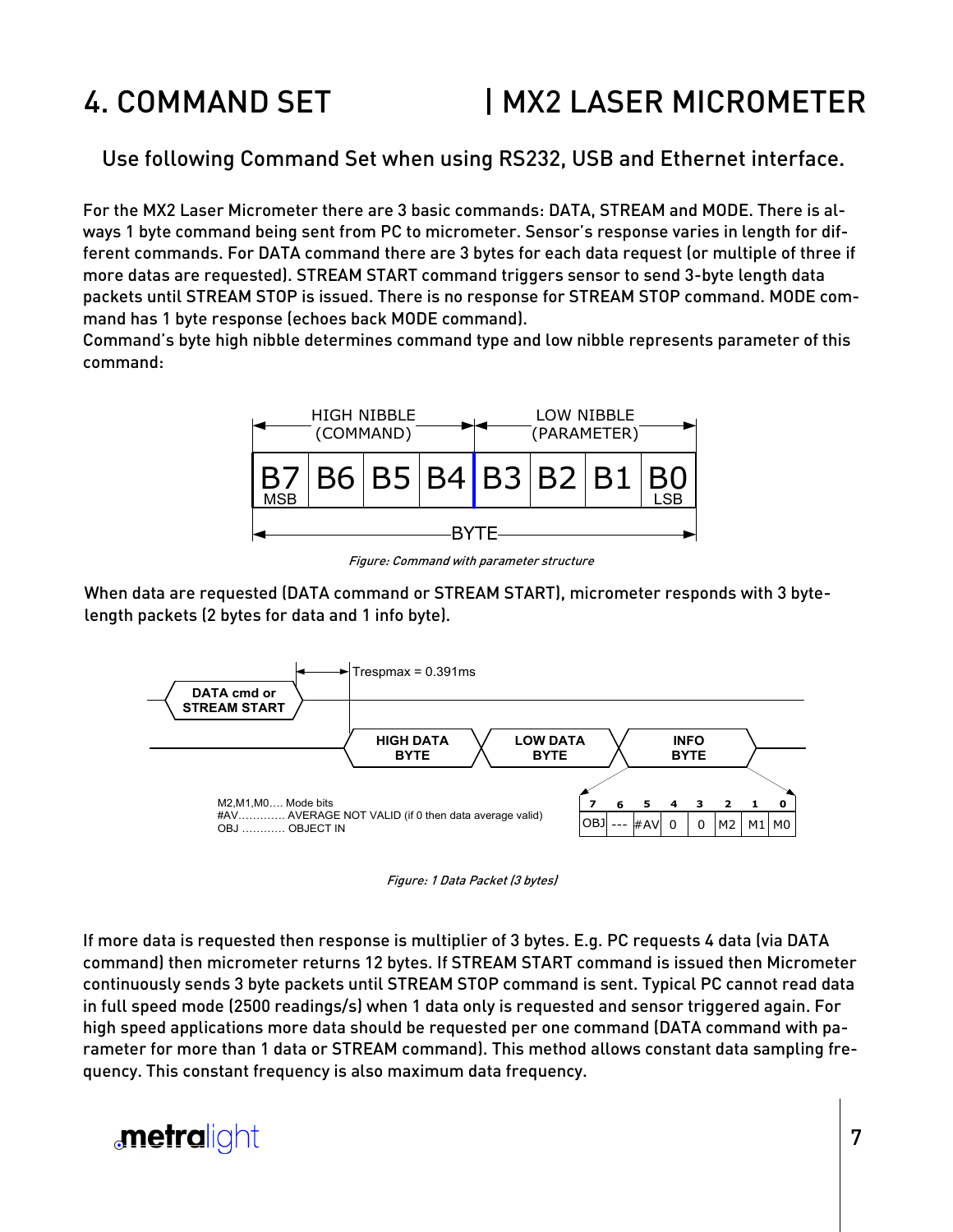# 4. COMMAND SET | MX2 LASER MICROMETER

Use following Command Set when using RS232, USB and Ethernet interface.

For the MX2 Laser Micrometer there are 3 basic commands: DATA, STREAM and MODE. There is always 1 byte command being sent from PC to micrometer. Sensor's response varies in length for different commands. For DATA command there are 3 bytes for each data request (or multiple of three if more datas are requested). STREAM START command triggers sensor to send 3-byte length data packets until STREAM STOP is issued. There is no response for STREAM STOP command. MODE command has 1 byte response (echoes back MODE command).
Command's byte high nibble determines command type and low nibble represents parameter of this command:

| HIGH NIBBLE (COMMAND) | | | | LOW NIBBLE (PARAMETER) | | | |
|---|---|---|---|---|---|---|---|
| B7 MSB | B6 | B5 | B4 | B3 | B2 | B1 | B0 LSB |

BYTE

*Figure: Command with parameter structure*

When data are requested (DATA command or STREAM START), micrometer responds with 3 byte-length packets (2 bytes for data and 1 info byte).

DATA cmd or STREAM START → Trespmax = 0.391ms → HIGH DATA BYTE | LOW DATA BYTE | INFO BYTE

| 7 | 6 | 5 | 4 | 3 | 2 | 1 | 0 |
|---|---|---|---|---|---|---|---|
| OBJ | --- | #AV | 0 | 0 | M2 | M1 | M0 |

M2,M1,M0.... Mode bits
#AV............ AVERAGE NOT VALID (if 0 then data average valid)
OBJ ........... OBJECT IN

*Figure: 1 Data Packet (3 bytes)*

If more data is requested then response is multiplier of 3 bytes. E.g. PC requests 4 data (via DATA command) then micrometer returns 12 bytes. If STREAM START command is issued then Micrometer continuously sends 3 byte packets until STREAM STOP command is sent. Typical PC cannot read data in full speed mode (2500 readings/s) when 1 data only is requested and sensor triggered again. For high speed applications more data should be requested per one command (DATA command with parameter for more than 1 data or STREAM command). This method allows constant data sampling frequency. This constant frequency is also maximum data frequency.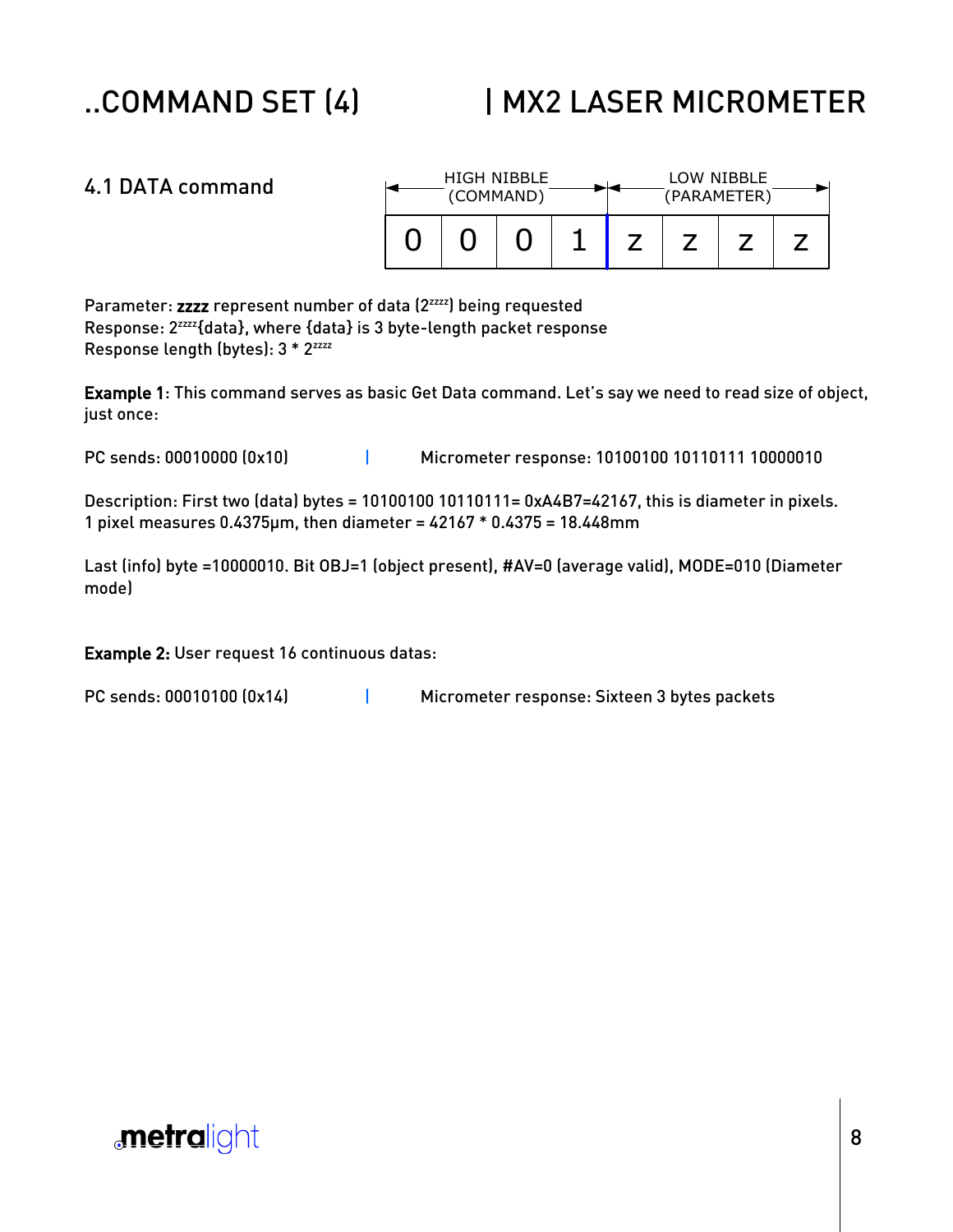## 4.1 DATA command

| HIGH NIBBLE (COMMAND) | | | | LOW NIBBLE (PARAMETER) | | | |
|---|---|---|---|---|---|---|---|
| 0 | 0 | 0 | 1 | z | z | z | z |

Parameter: **zzzz** represent number of data ($2^{zzzz}$) being requested
Response: $2^{zzzz}${data}, where {data} is 3 byte-length packet response
Response length (bytes): 3 * $2^{zzzz}$

**Example 1**: This command serves as basic Get Data command. Let's say we need to read size of object, just once:

PC sends: 00010000 (0x10) | Micrometer response: 10100100 10110111 10000010

Description: First two (data) bytes = 10100100 10110111= 0xA4B7=42167, this is diameter in pixels.
1 pixel measures 0.4375μm, then diameter = 42167 * 0.4375 = 18.448mm

Last (info) byte =10000010. Bit OBJ=1 (object present), #AV=0 (average valid), MODE=010 (Diameter mode)

**Example 2:** User request 16 continuous datas:

PC sends: 00010100 (0x14) | Micrometer response: Sixteen 3 bytes packets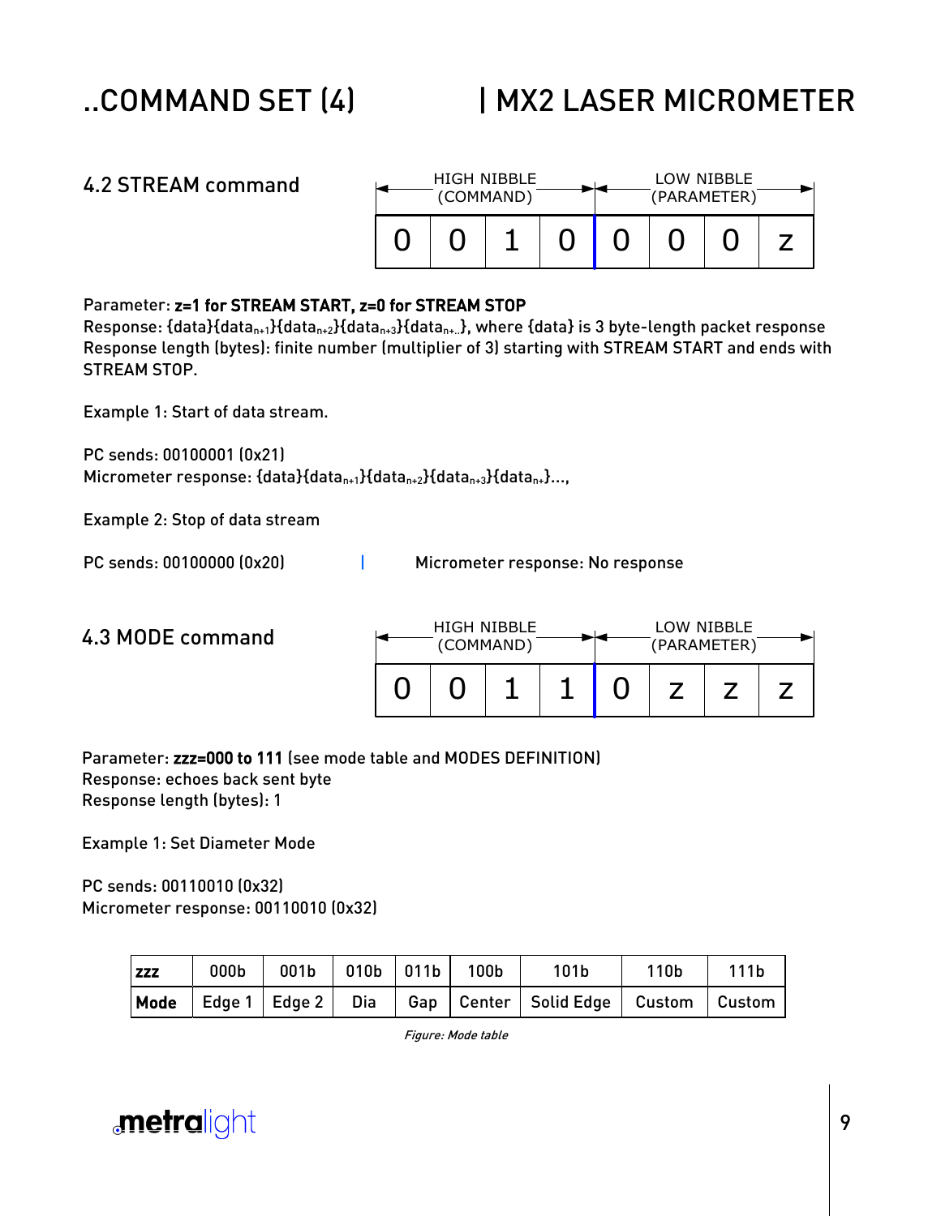## 4.2 STREAM command

| HIGH NIBBLE (COMMAND) | | | | LOW NIBBLE (PARAMETER) | | | |
|---|---|---|---|---|---|---|---|
| 0 | 0 | 1 | 0 | 0 | 0 | 0 | z |

Parameter: **z=1 for STREAM START, z=0 for STREAM STOP**
Response: {data}{$data_{n+1}$}{$data_{n+2}$}{$data_{n+3}$}{$data_{n+...}$}, where {data} is 3 byte-length packet response
Response length (bytes): finite number (multiplier of 3) starting with STREAM START and ends with STREAM STOP.

Example 1: Start of data stream.

PC sends: 00100001 (0x21)
Micrometer response: {data}{$data_{n+1}$}{$data_{n+2}$}{$data_{n+3}$}{$data_{n+}$}...,

Example 2: Stop of data stream

PC sends: 00100000 (0x20) | Micrometer response: No response

## 4.3 MODE command

| HIGH NIBBLE (COMMAND) | | | | LOW NIBBLE (PARAMETER) | | | |
|---|---|---|---|---|---|---|---|
| 0 | 0 | 1 | 1 | 0 | z | z | z |

Parameter: **zzz=000 to 111** (see mode table and MODES DEFINITION)
Response: echoes back sent byte
Response length (bytes): 1

Example 1: Set Diameter Mode

PC sends: 00110010 (0x32)
Micrometer response: 00110010 (0x32)

| **zzz** | 000b | 001b | 010b | 011b | 100b | 101b | 110b | 111b |
|---|---|---|---|---|---|---|---|---|
| **Mode** | Edge 1 | Edge 2 | Dia | Gap | Center | Solid Edge | Custom | Custom |

*Figure: Mode table*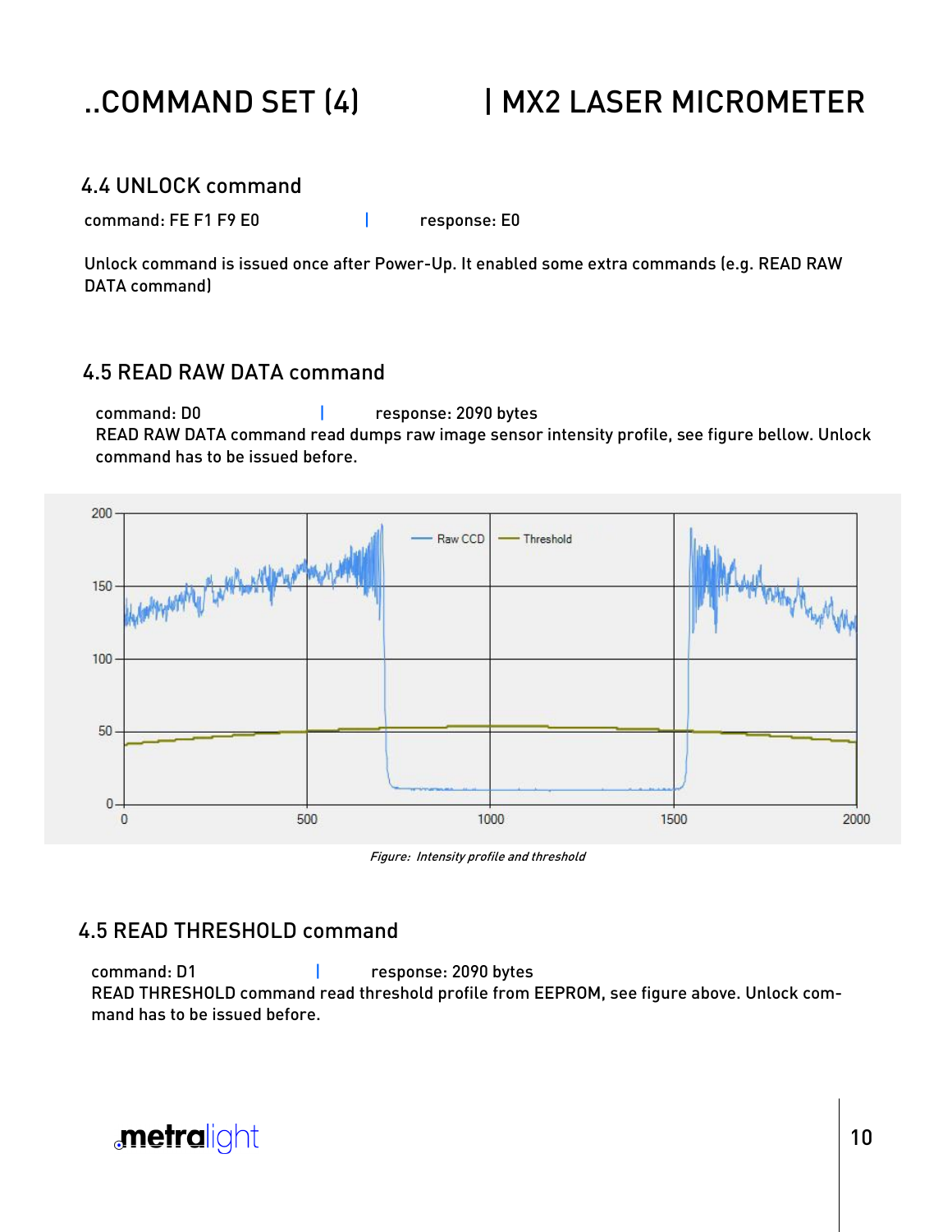## 4.4 UNLOCK command

command: FE F1 F9 E0 | response: E0

Unlock command is issued once after Power-Up. It enabled some extra commands (e.g. READ RAW DATA command)

## 4.5 READ RAW DATA command

command: D0 | response: 2090 bytes
READ RAW DATA command read dumps raw image sensor intensity profile, see figure bellow. Unlock command has to be issued before.

*Figure: Intensity profile and threshold*

## 4.5 READ THRESHOLD command

command: D1 | response: 2090 bytes
READ THRESHOLD command read threshold profile from EEPROM, see figure above. Unlock command has to be issued before.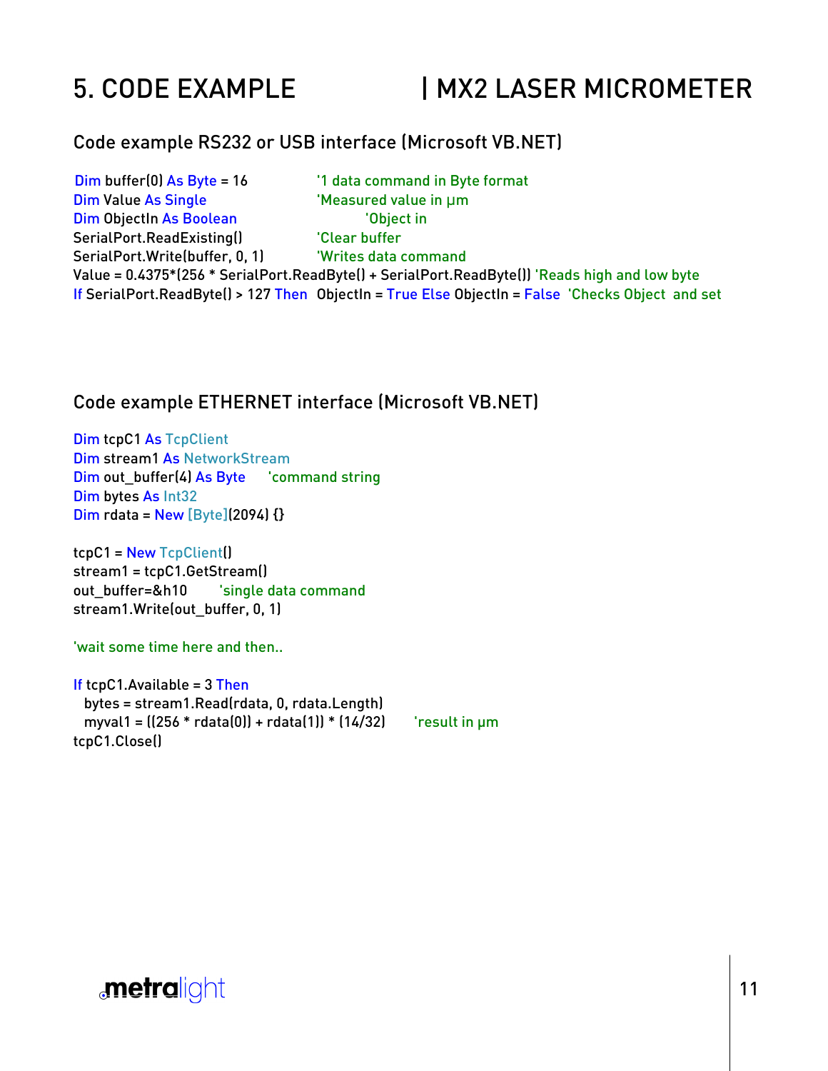# 5. CODE EXAMPLE | MX2 LASER MICROMETER

## Code example RS232 or USB interface (Microsoft VB.NET)

```
Dim buffer(0) As Byte = 16             '1 data command in Byte format
Dim Value As Single                    'Measured value in µm
Dim ObjectIn As Boolean                         'Object in
SerialPort.ReadExisting()              'Clear buffer
SerialPort.Write(buffer, 0, 1)         'Writes data command
Value = 0.4375*(256 * SerialPort.ReadByte() + SerialPort.ReadByte()) 'Reads high and low byte
If SerialPort.ReadByte() > 127 Then  ObjectIn = True Else ObjectIn = False  'Checks Object  and set
```

## Code example ETHERNET interface (Microsoft VB.NET)

```
Dim tcpC1 As TcpClient
Dim stream1 As NetworkStream
Dim out_buffer(4) As Byte     'command string
Dim bytes As Int32
Dim rdata = New [Byte](2094) {}

tcpC1 = New TcpClient()
stream1 = tcpC1.GetStream()
out_buffer=&h10       'single data command
stream1.Write(out_buffer, 0, 1)

'wait some time here and then..

If tcpC1.Available = 3 Then
  bytes = stream1.Read(rdata, 0, rdata.Length)
  myval1 = ((256 * rdata(0)) + rdata(1)) * (14/32)       'result in µm
tcpC1.Close()
```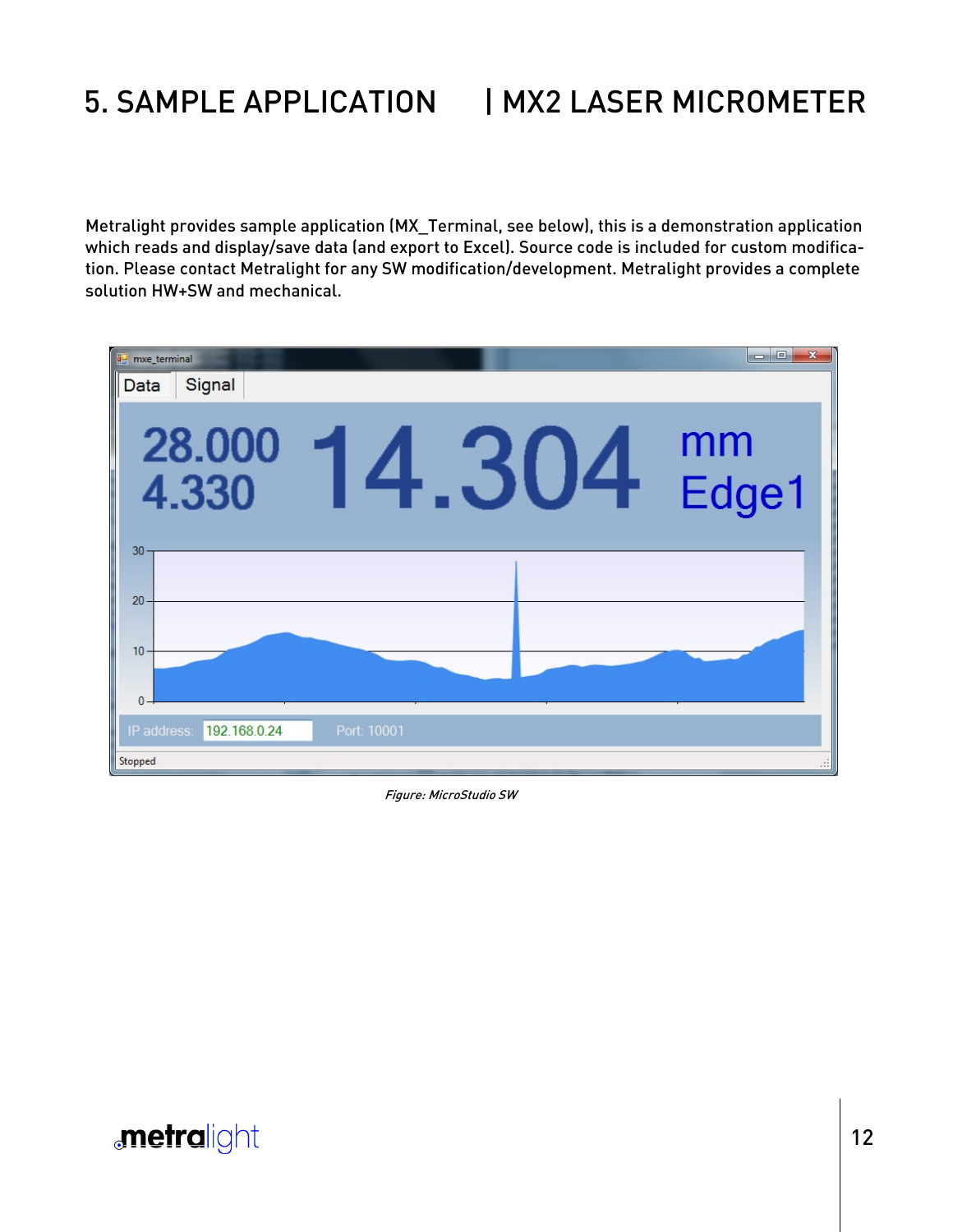# 5. SAMPLE APPLICATION | MX2 LASER MICROMETER

Metralight provides sample application (MX_Terminal, see below), this is a demonstration application which reads and display/save data (and export to Excel). Source code is included for custom modification. Please contact Metralight for any SW modification/development. Metralight provides a complete solution HW+SW and mechanical.

*Figure: MicroStudio SW*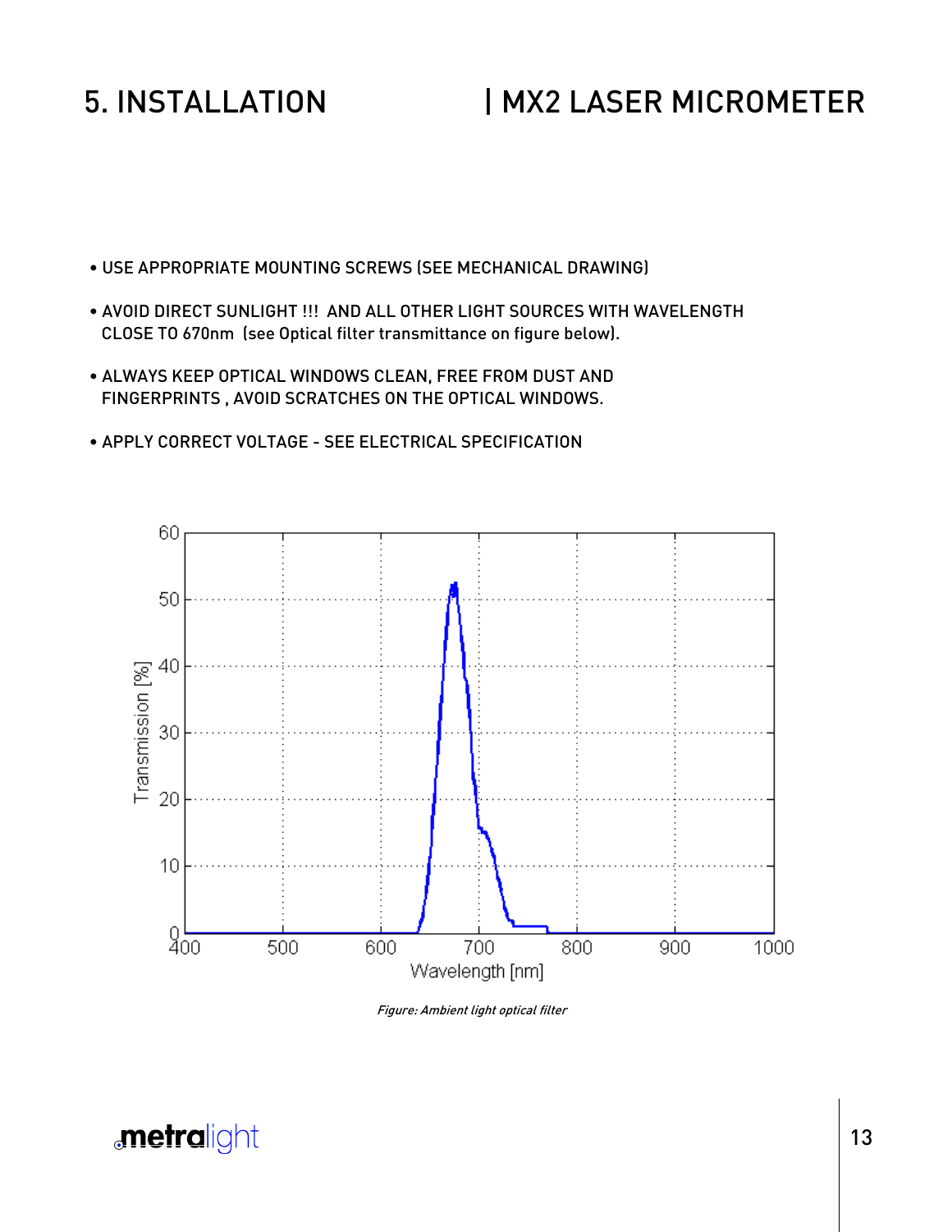- USE APPROPRIATE MOUNTING SCREWS (SEE MECHANICAL DRAWING)
- AVOID DIRECT SUNLIGHT !!! AND ALL OTHER LIGHT SOURCES WITH WAVELENGTH CLOSE TO 670nm (see Optical filter transmittance on figure below).
- ALWAYS KEEP OPTICAL WINDOWS CLEAN, FREE FROM DUST AND FINGERPRINTS , AVOID SCRATCHES ON THE OPTICAL WINDOWS.
- APPLY CORRECT VOLTAGE - SEE ELECTRICAL SPECIFICATION

*Figure: Ambient light optical filter*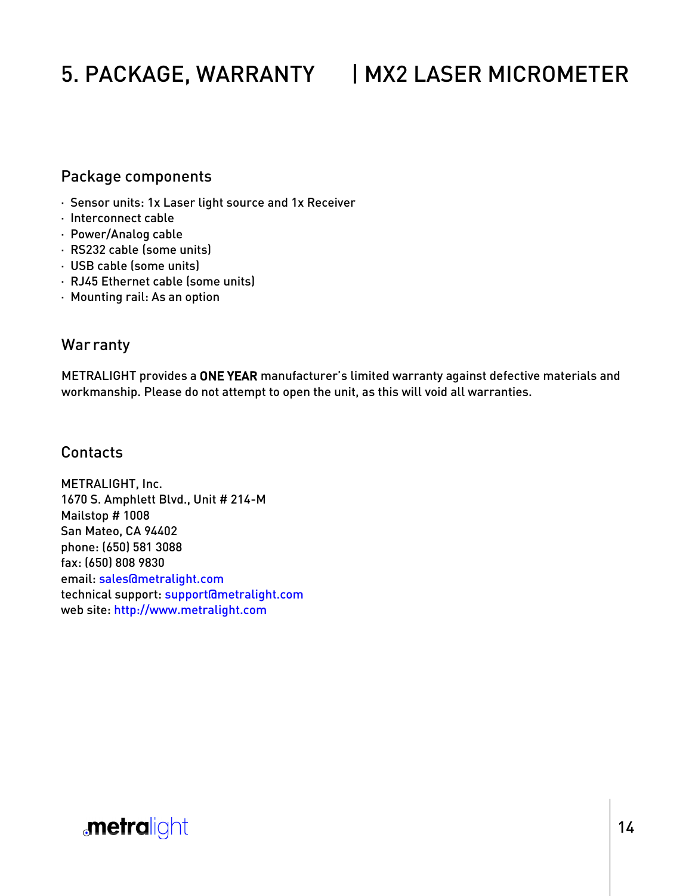# 5. PACKAGE, WARRANTY | MX2 LASER MICROMETER

## Package components

- Sensor units: 1x Laser light source and 1x Receiver
- Interconnect cable
- Power/Analog cable
- RS232 cable (some units)
- USB cable (some units)
- RJ45 Ethernet cable (some units)
- Mounting rail: As an option

## War ranty

METRALIGHT provides a **ONE YEAR** manufacturer's limited warranty against defective materials and workmanship. Please do not attempt to open the unit, as this will void all warranties.

## Contacts

METRALIGHT, Inc.
1670 S. Amphlett Blvd., Unit # 214-M
Mailstop # 1008
San Mateo, CA 94402
phone: (650) 581 3088
fax: (650) 808 9830
email: sales@metralight.com
technical support: support@metralight.com
web site: http://www.metralight.com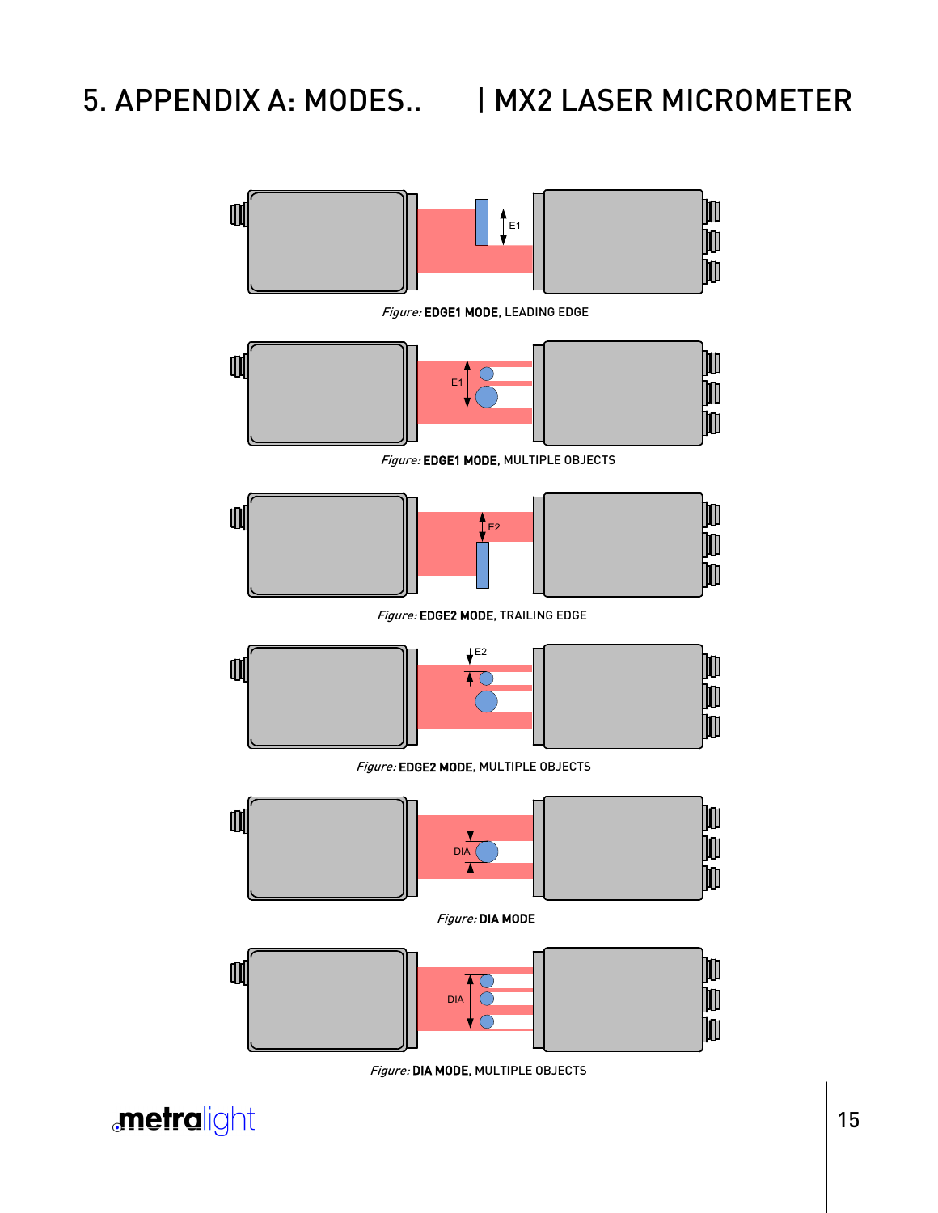*Figure:* **EDGE1 MODE**, LEADING EDGE

*Figure:* **EDGE1 MODE**, MULTIPLE OBJECTS

*Figure:* **EDGE2 MODE**, TRAILING EDGE

*Figure:* **EDGE2 MODE**, MULTIPLE OBJECTS

*Figure:* **DIA MODE**

*Figure:* **DIA MODE**, MULTIPLE OBJECTS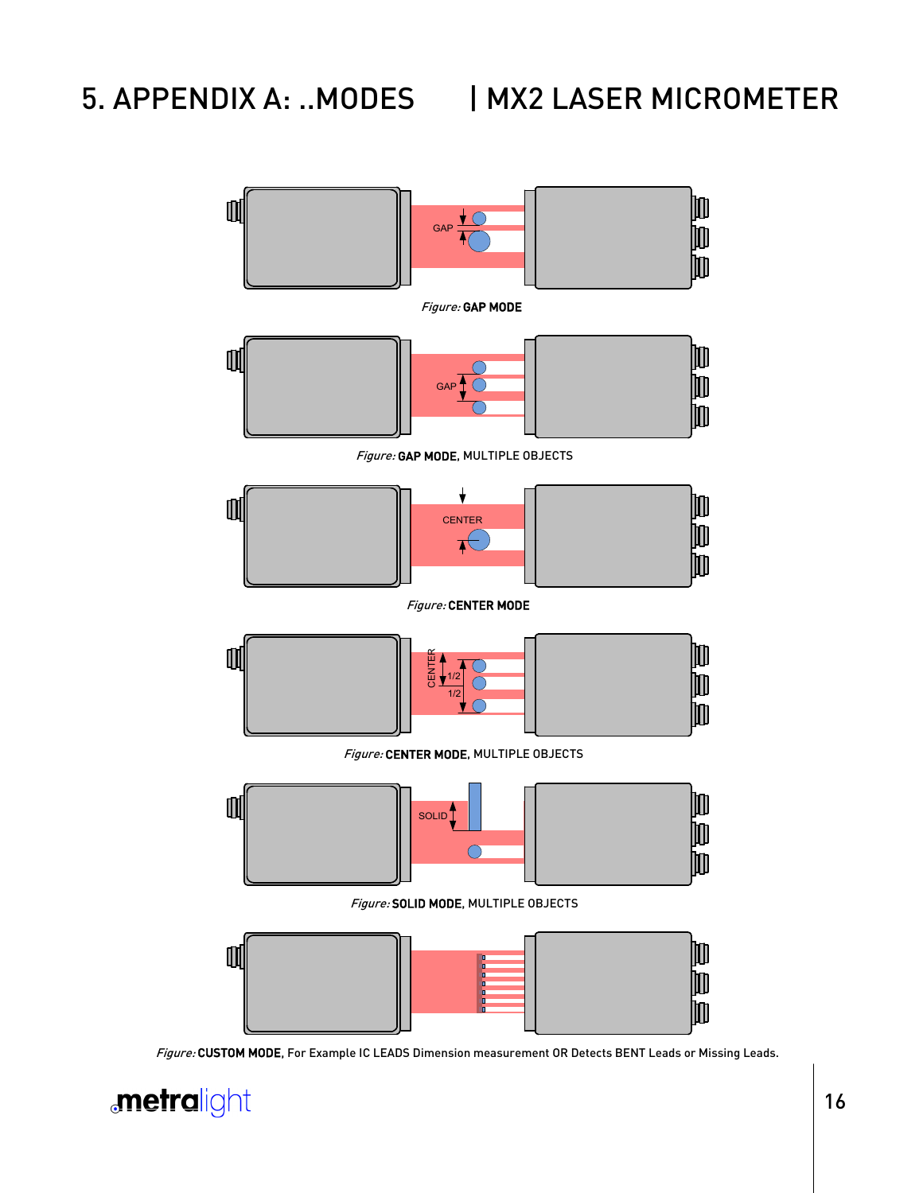# 5. APPENDIX A: ..MODES | MX2 LASER MICROMETER

GAP

*Figure:* **GAP MODE**

GAP

*Figure:* **GAP MODE**, MULTIPLE OBJECTS

CENTER

*Figure:* **CENTER MODE**

CENTER

1/2

1/2

*Figure:* **CENTER MODE**, MULTIPLE OBJECTS

SOLID

*Figure:* **SOLID MODE**, MULTIPLE OBJECTS

*Figure:* **CUSTOM MODE**, For Example IC LEADS Dimension measurement OR Detects BENT Leads or Missing Leads.